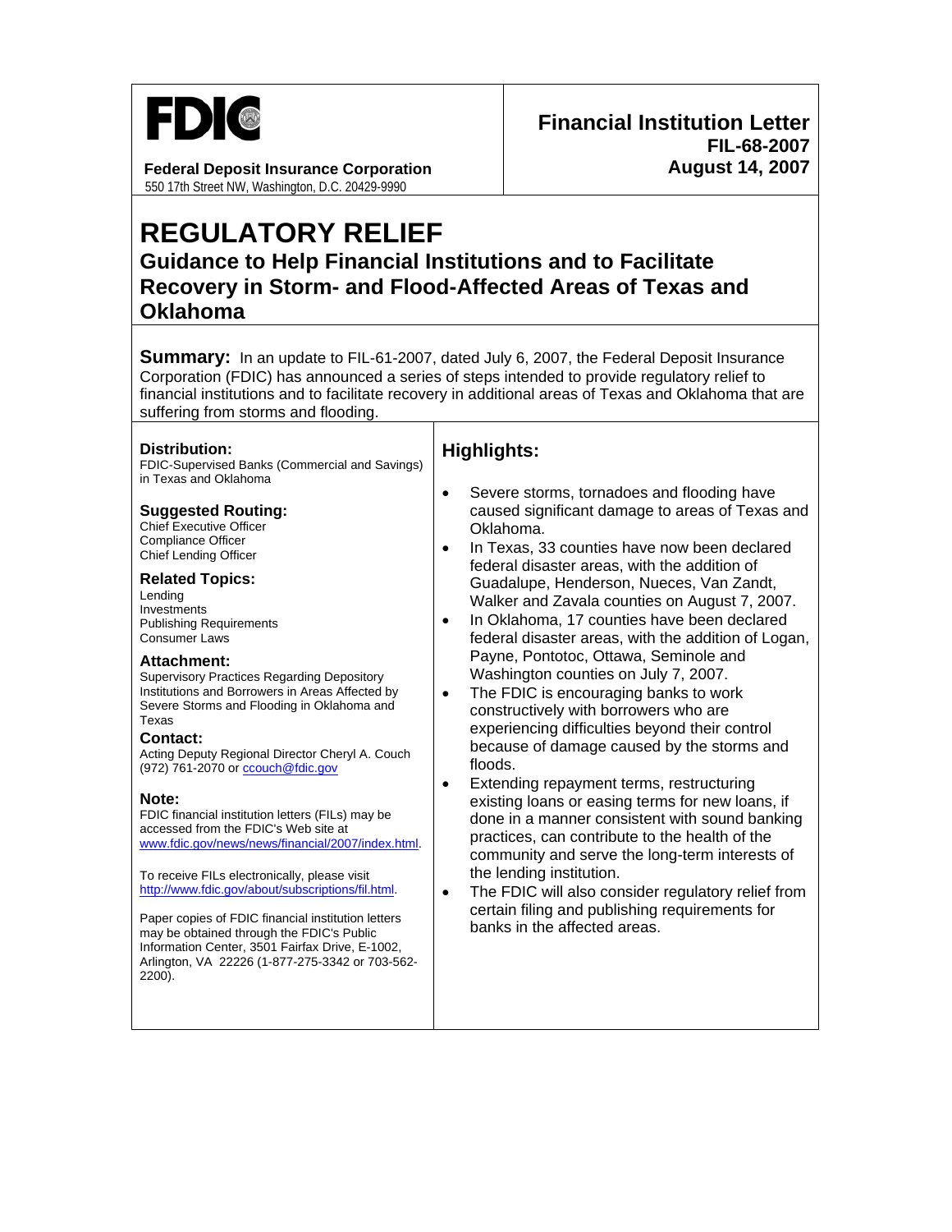**FDIC**

**Federal Deposit Insurance Corporation**
550 17th Street NW, Washington, D.C. 20429-9990

**Financial Institution Letter**
**FIL-68-2007**
**August 14, 2007**

# REGULATORY RELIEF

## Guidance to Help Financial Institutions and to Facilitate Recovery in Storm- and Flood-Affected Areas of Texas and Oklahoma

**Summary:** In an update to FIL-61-2007, dated July 6, 2007, the Federal Deposit Insurance Corporation (FDIC) has announced a series of steps intended to provide regulatory relief to financial institutions and to facilitate recovery in additional areas of Texas and Oklahoma that are suffering from storms and flooding.

**Distribution:**
FDIC-Supervised Banks (Commercial and Savings) in Texas and Oklahoma

**Suggested Routing:**
Chief Executive Officer
Compliance Officer
Chief Lending Officer

**Related Topics:**
Lending
Investments
Publishing Requirements
Consumer Laws

**Attachment:**
Supervisory Practices Regarding Depository Institutions and Borrowers in Areas Affected by Severe Storms and Flooding in Oklahoma and Texas

**Contact:**
Acting Deputy Regional Director Cheryl A. Couch (972) 761-2070 or ccouch@fdic.gov

**Note:**
FDIC financial institution letters (FILs) may be accessed from the FDIC's Web site at www.fdic.gov/news/news/financial/2007/index.html.

To receive FILs electronically, please visit http://www.fdic.gov/about/subscriptions/fil.html.

Paper copies of FDIC financial institution letters may be obtained through the FDIC's Public Information Center, 3501 Fairfax Drive, E-1002, Arlington, VA 22226 (1-877-275-3342 or 703-562-2200).

### Highlights:

- Severe storms, tornadoes and flooding have caused significant damage to areas of Texas and Oklahoma.
- In Texas, 33 counties have now been declared federal disaster areas, with the addition of Guadalupe, Henderson, Nueces, Van Zandt, Walker and Zavala counties on August 7, 2007.
- In Oklahoma, 17 counties have been declared federal disaster areas, with the addition of Logan, Payne, Pontotoc, Ottawa, Seminole and Washington counties on July 7, 2007.
- The FDIC is encouraging banks to work constructively with borrowers who are experiencing difficulties beyond their control because of damage caused by the storms and floods.
- Extending repayment terms, restructuring existing loans or easing terms for new loans, if done in a manner consistent with sound banking practices, can contribute to the health of the community and serve the long-term interests of the lending institution.
- The FDIC will also consider regulatory relief from certain filing and publishing requirements for banks in the affected areas.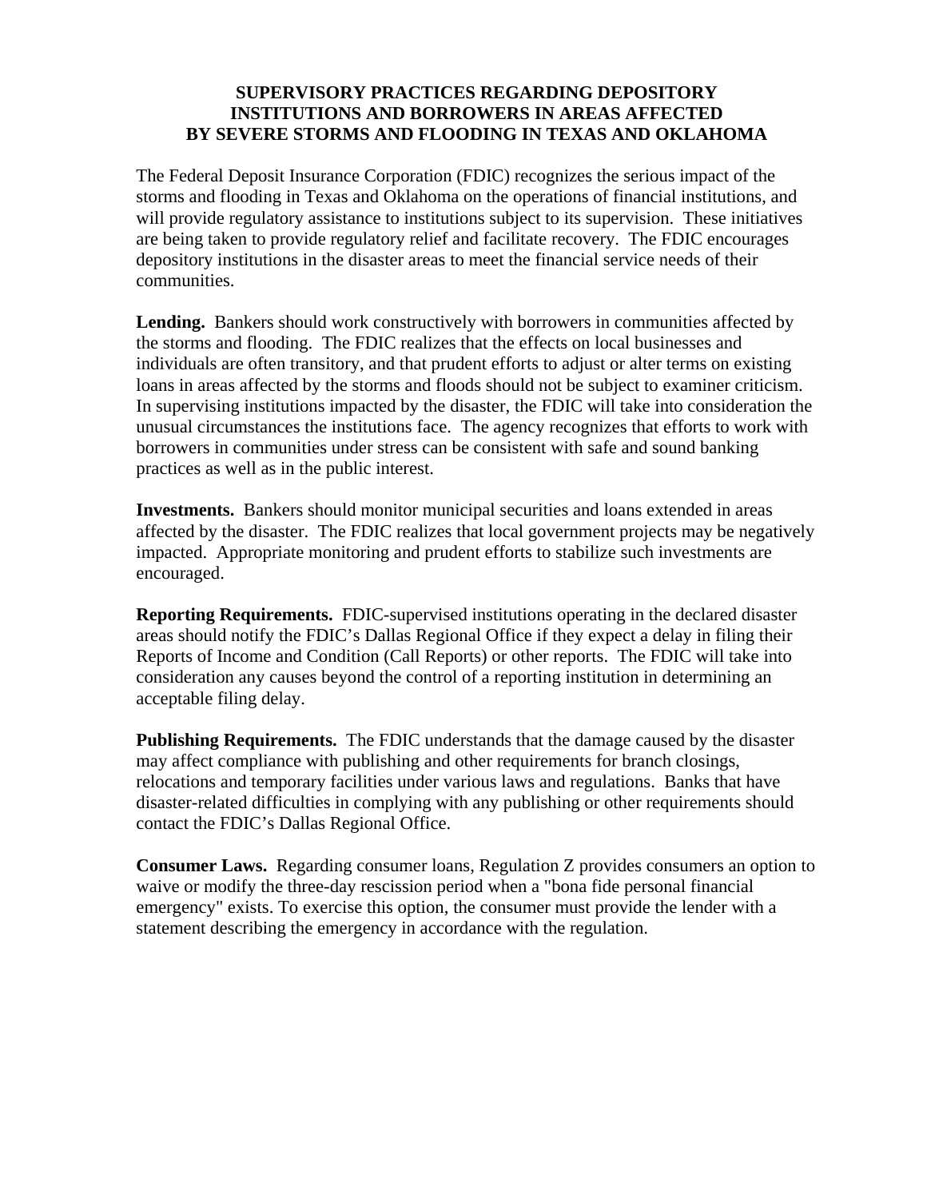# SUPERVISORY PRACTICES REGARDING DEPOSITORY INSTITUTIONS AND BORROWERS IN AREAS AFFECTED BY SEVERE STORMS AND FLOODING IN TEXAS AND OKLAHOMA

The Federal Deposit Insurance Corporation (FDIC) recognizes the serious impact of the storms and flooding in Texas and Oklahoma on the operations of financial institutions, and will provide regulatory assistance to institutions subject to its supervision. These initiatives are being taken to provide regulatory relief and facilitate recovery. The FDIC encourages depository institutions in the disaster areas to meet the financial service needs of their communities.

**Lending.** Bankers should work constructively with borrowers in communities affected by the storms and flooding. The FDIC realizes that the effects on local businesses and individuals are often transitory, and that prudent efforts to adjust or alter terms on existing loans in areas affected by the storms and floods should not be subject to examiner criticism. In supervising institutions impacted by the disaster, the FDIC will take into consideration the unusual circumstances the institutions face. The agency recognizes that efforts to work with borrowers in communities under stress can be consistent with safe and sound banking practices as well as in the public interest.

**Investments.** Bankers should monitor municipal securities and loans extended in areas affected by the disaster. The FDIC realizes that local government projects may be negatively impacted. Appropriate monitoring and prudent efforts to stabilize such investments are encouraged.

**Reporting Requirements.** FDIC-supervised institutions operating in the declared disaster areas should notify the FDIC's Dallas Regional Office if they expect a delay in filing their Reports of Income and Condition (Call Reports) or other reports. The FDIC will take into consideration any causes beyond the control of a reporting institution in determining an acceptable filing delay.

**Publishing Requirements.** The FDIC understands that the damage caused by the disaster may affect compliance with publishing and other requirements for branch closings, relocations and temporary facilities under various laws and regulations. Banks that have disaster-related difficulties in complying with any publishing or other requirements should contact the FDIC's Dallas Regional Office.

**Consumer Laws.** Regarding consumer loans, Regulation Z provides consumers an option to waive or modify the three-day rescission period when a "bona fide personal financial emergency" exists. To exercise this option, the consumer must provide the lender with a statement describing the emergency in accordance with the regulation.